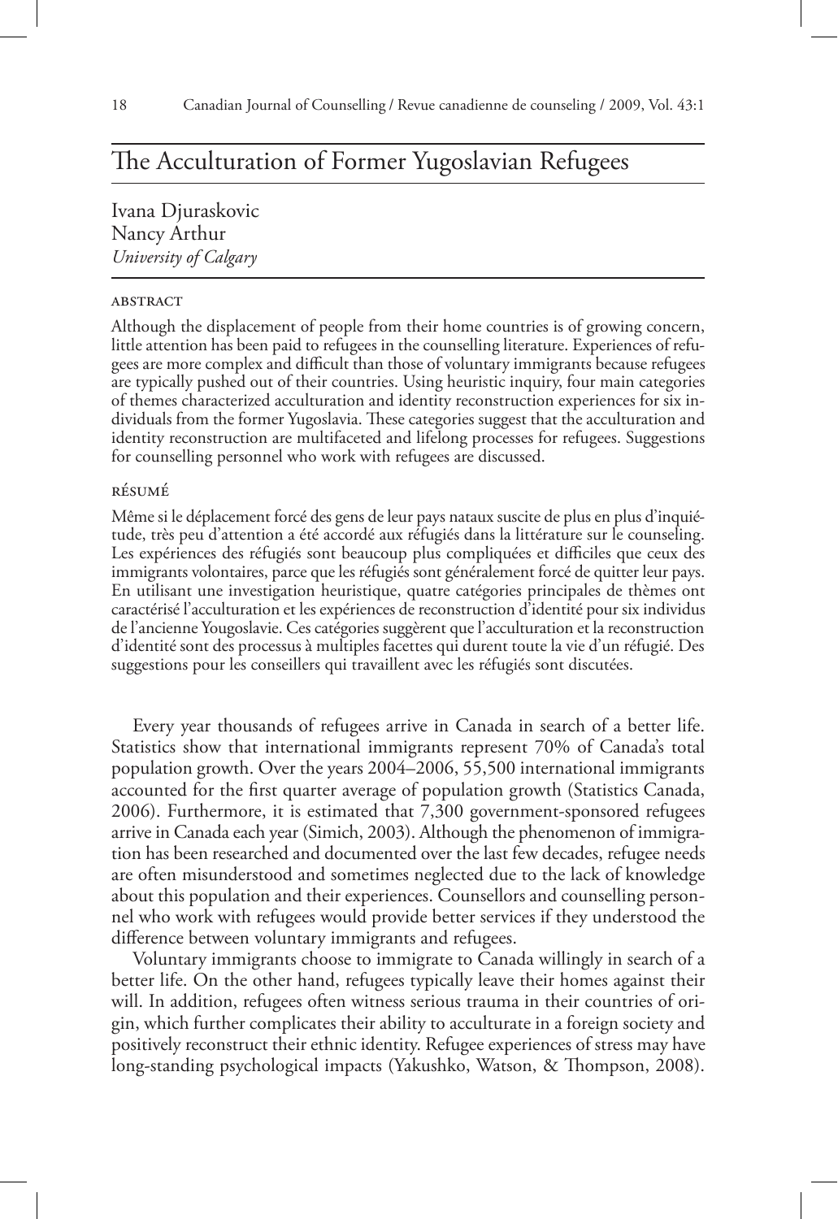# The Acculturation of Former Yugoslavian Refugees

Ivana Djuraskovic
Nancy Arthur
*University of Calgary*

## abstract

Although the displacement of people from their home countries is of growing concern, little attention has been paid to refugees in the counselling literature. Experiences of refugees are more complex and difficult than those of voluntary immigrants because refugees are typically pushed out of their countries. Using heuristic inquiry, four main categories of themes characterized acculturation and identity reconstruction experiences for six individuals from the former Yugoslavia. These categories suggest that the acculturation and identity reconstruction are multifaceted and lifelong processes for refugees. Suggestions for counselling personnel who work with refugees are discussed.

## résumé

Même si le déplacement forcé des gens de leur pays nataux suscite de plus en plus d'inquiétude, très peu d'attention a été accordé aux réfugiés dans la littérature sur le counseling. Les expériences des réfugiés sont beaucoup plus compliquées et difficiles que ceux des immigrants volontaires, parce que les réfugiés sont généralement forcé de quitter leur pays. En utilisant une investigation heuristique, quatre catégories principales de thèmes ont caractérisé l'acculturation et les expériences de reconstruction d'identité pour six individus de l'ancienne Yougosolavie. Ces catégories suggèrent que l'acculturation et la reconstruction d'identité sont des processus à multiples facettes qui durent toute la vie d'un réfugié. Des suggestions pour les conseillers qui travaillent avec les réfugiés sont discutées.

Every year thousands of refugees arrive in Canada in search of a better life. Statistics show that international immigrants represent 70% of Canada's total population growth. Over the years 2004–2006, 55,500 international immigrants accounted for the first quarter average of population growth (Statistics Canada, 2006). Furthermore, it is estimated that 7,300 government-sponsored refugees arrive in Canada each year (Simich, 2003). Although the phenomenon of immigration has been researched and documented over the last few decades, refugee needs are often misunderstood and sometimes neglected due to the lack of knowledge about this population and their experiences. Counsellors and counselling personnel who work with refugees would provide better services if they understood the difference between voluntary immigrants and refugees.

Voluntary immigrants choose to immigrate to Canada willingly in search of a better life. On the other hand, refugees typically leave their homes against their will. In addition, refugees often witness serious trauma in their countries of origin, which further complicates their ability to acculturate in a foreign society and positively reconstruct their ethnic identity. Refugee experiences of stress may have long-standing psychological impacts (Yakushko, Watson, & Thompson, 2008).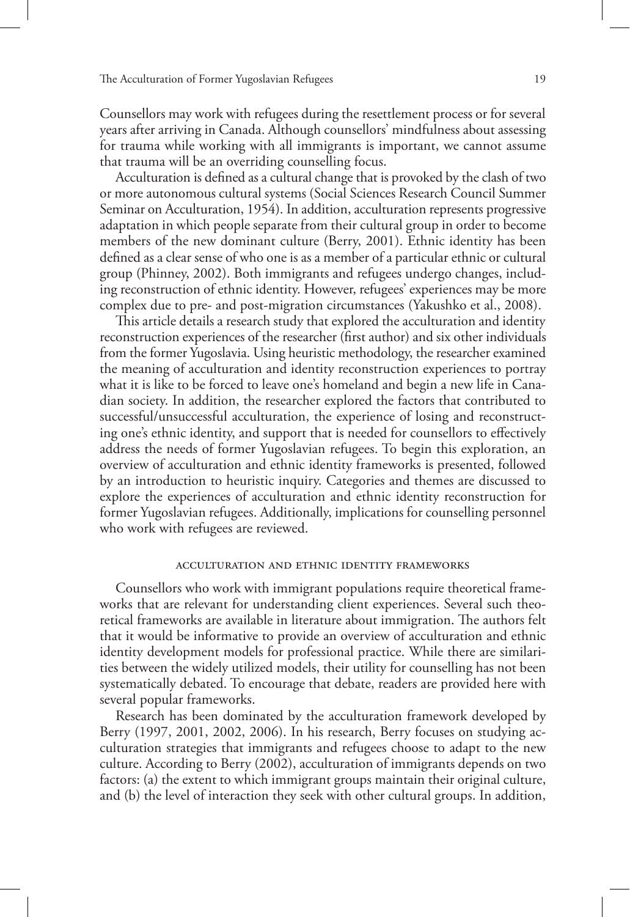Counsellors may work with refugees during the resettlement process or for several years after arriving in Canada. Although counsellors' mindfulness about assessing for trauma while working with all immigrants is important, we cannot assume that trauma will be an overriding counselling focus.

Acculturation is defined as a cultural change that is provoked by the clash of two or more autonomous cultural systems (Social Sciences Research Council Summer Seminar on Acculturation, 1954). In addition, acculturation represents progressive adaptation in which people separate from their cultural group in order to become members of the new dominant culture (Berry, 2001). Ethnic identity has been defined as a clear sense of who one is as a member of a particular ethnic or cultural group (Phinney, 2002). Both immigrants and refugees undergo changes, including reconstruction of ethnic identity. However, refugees' experiences may be more complex due to pre- and post-migration circumstances (Yakushko et al., 2008).

This article details a research study that explored the acculturation and identity reconstruction experiences of the researcher (first author) and six other individuals from the former Yugoslavia. Using heuristic methodology, the researcher examined the meaning of acculturation and identity reconstruction experiences to portray what it is like to be forced to leave one's homeland and begin a new life in Canadian society. In addition, the researcher explored the factors that contributed to successful/unsuccessful acculturation, the experience of losing and reconstructing one's ethnic identity, and support that is needed for counsellors to effectively address the needs of former Yugoslavian refugees. To begin this exploration, an overview of acculturation and ethnic identity frameworks is presented, followed by an introduction to heuristic inquiry. Categories and themes are discussed to explore the experiences of acculturation and ethnic identity reconstruction for former Yugoslavian refugees. Additionally, implications for counselling personnel who work with refugees are reviewed.

## ACCULTURATION AND ETHNIC IDENTITY FRAMEWORKS

Counsellors who work with immigrant populations require theoretical frameworks that are relevant for understanding client experiences. Several such theoretical frameworks are available in literature about immigration. The authors felt that it would be informative to provide an overview of acculturation and ethnic identity development models for professional practice. While there are similarities between the widely utilized models, their utility for counselling has not been systematically debated. To encourage that debate, readers are provided here with several popular frameworks.

Research has been dominated by the acculturation framework developed by Berry (1997, 2001, 2002, 2006). In his research, Berry focuses on studying acculturation strategies that immigrants and refugees choose to adapt to the new culture. According to Berry (2002), acculturation of immigrants depends on two factors: (a) the extent to which immigrant groups maintain their original culture, and (b) the level of interaction they seek with other cultural groups. In addition,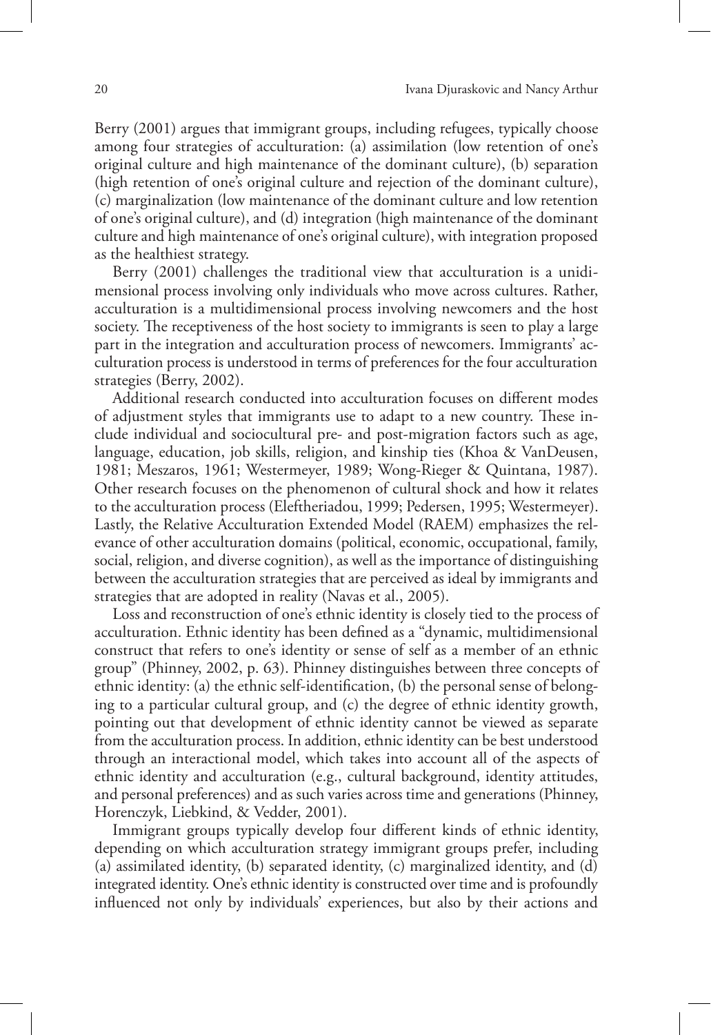Berry (2001) argues that immigrant groups, including refugees, typically choose among four strategies of acculturation: (a) assimilation (low retention of one's original culture and high maintenance of the dominant culture), (b) separation (high retention of one's original culture and rejection of the dominant culture), (c) marginalization (low maintenance of the dominant culture and low retention of one's original culture), and (d) integration (high maintenance of the dominant culture and high maintenance of one's original culture), with integration proposed as the healthiest strategy.

Berry (2001) challenges the traditional view that acculturation is a unidimensional process involving only individuals who move across cultures. Rather, acculturation is a multidimensional process involving newcomers and the host society. The receptiveness of the host society to immigrants is seen to play a large part in the integration and acculturation process of newcomers. Immigrants' acculturation process is understood in terms of preferences for the four acculturation strategies (Berry, 2002).

Additional research conducted into acculturation focuses on different modes of adjustment styles that immigrants use to adapt to a new country. These include individual and sociocultural pre- and post-migration factors such as age, language, education, job skills, religion, and kinship ties (Khoa & VanDeusen, 1981; Meszaros, 1961; Westermeyer, 1989; Wong-Rieger & Quintana, 1987). Other research focuses on the phenomenon of cultural shock and how it relates to the acculturation process (Eleftheriadou, 1999; Pedersen, 1995; Westermeyer). Lastly, the Relative Acculturation Extended Model (RAEM) emphasizes the relevance of other acculturation domains (political, economic, occupational, family, social, religion, and diverse cognition), as well as the importance of distinguishing between the acculturation strategies that are perceived as ideal by immigrants and strategies that are adopted in reality (Navas et al., 2005).

Loss and reconstruction of one's ethnic identity is closely tied to the process of acculturation. Ethnic identity has been defined as a "dynamic, multidimensional construct that refers to one's identity or sense of self as a member of an ethnic group" (Phinney, 2002, p. 63). Phinney distinguishes between three concepts of ethnic identity: (a) the ethnic self-identification, (b) the personal sense of belonging to a particular cultural group, and (c) the degree of ethnic identity growth, pointing out that development of ethnic identity cannot be viewed as separate from the acculturation process. In addition, ethnic identity can be best understood through an interactional model, which takes into account all of the aspects of ethnic identity and acculturation (e.g., cultural background, identity attitudes, and personal preferences) and as such varies across time and generations (Phinney, Horenczyk, Liebkind, & Vedder, 2001).

Immigrant groups typically develop four different kinds of ethnic identity, depending on which acculturation strategy immigrant groups prefer, including (a) assimilated identity, (b) separated identity, (c) marginalized identity, and (d) integrated identity. One's ethnic identity is constructed over time and is profoundly influenced not only by individuals' experiences, but also by their actions and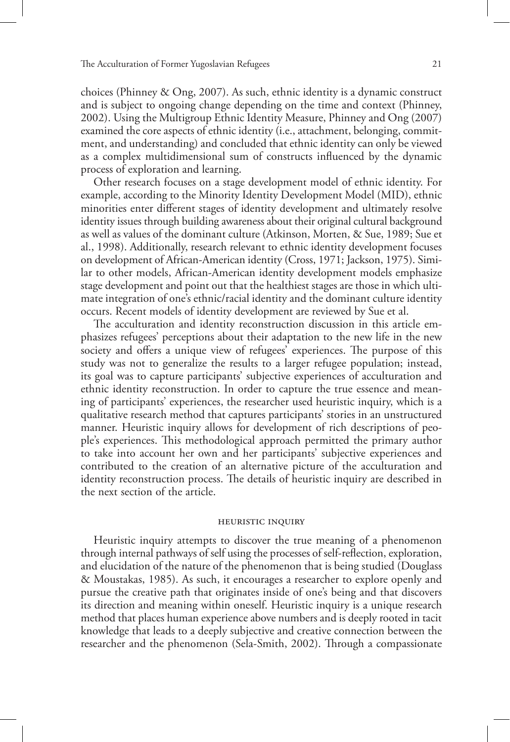choices (Phinney & Ong, 2007). As such, ethnic identity is a dynamic construct and is subject to ongoing change depending on the time and context (Phinney, 2002). Using the Multigroup Ethnic Identity Measure, Phinney and Ong (2007) examined the core aspects of ethnic identity (i.e., attachment, belonging, commitment, and understanding) and concluded that ethnic identity can only be viewed as a complex multidimensional sum of constructs influenced by the dynamic process of exploration and learning.

Other research focuses on a stage development model of ethnic identity. For example, according to the Minority Identity Development Model (MID), ethnic minorities enter different stages of identity development and ultimately resolve identity issues through building awareness about their original cultural background as well as values of the dominant culture (Atkinson, Morten, & Sue, 1989; Sue et al., 1998). Additionally, research relevant to ethnic identity development focuses on development of African-American identity (Cross, 1971; Jackson, 1975). Similar to other models, African-American identity development models emphasize stage development and point out that the healthiest stages are those in which ultimate integration of one's ethnic/racial identity and the dominant culture identity occurs. Recent models of identity development are reviewed by Sue et al.

The acculturation and identity reconstruction discussion in this article emphasizes refugees' perceptions about their adaptation to the new life in the new society and offers a unique view of refugees' experiences. The purpose of this study was not to generalize the results to a larger refugee population; instead, its goal was to capture participants' subjective experiences of acculturation and ethnic identity reconstruction. In order to capture the true essence and meaning of participants' experiences, the researcher used heuristic inquiry, which is a qualitative research method that captures participants' stories in an unstructured manner. Heuristic inquiry allows for development of rich descriptions of people's experiences. This methodological approach permitted the primary author to take into account her own and her participants' subjective experiences and contributed to the creation of an alternative picture of the acculturation and identity reconstruction process. The details of heuristic inquiry are described in the next section of the article.

## Heuristic Inquiry

Heuristic inquiry attempts to discover the true meaning of a phenomenon through internal pathways of self using the processes of self-reflection, exploration, and elucidation of the nature of the phenomenon that is being studied (Douglass & Moustakas, 1985). As such, it encourages a researcher to explore openly and pursue the creative path that originates inside of one's being and that discovers its direction and meaning within oneself. Heuristic inquiry is a unique research method that places human experience above numbers and is deeply rooted in tacit knowledge that leads to a deeply subjective and creative connection between the researcher and the phenomenon (Sela-Smith, 2002). Through a compassionate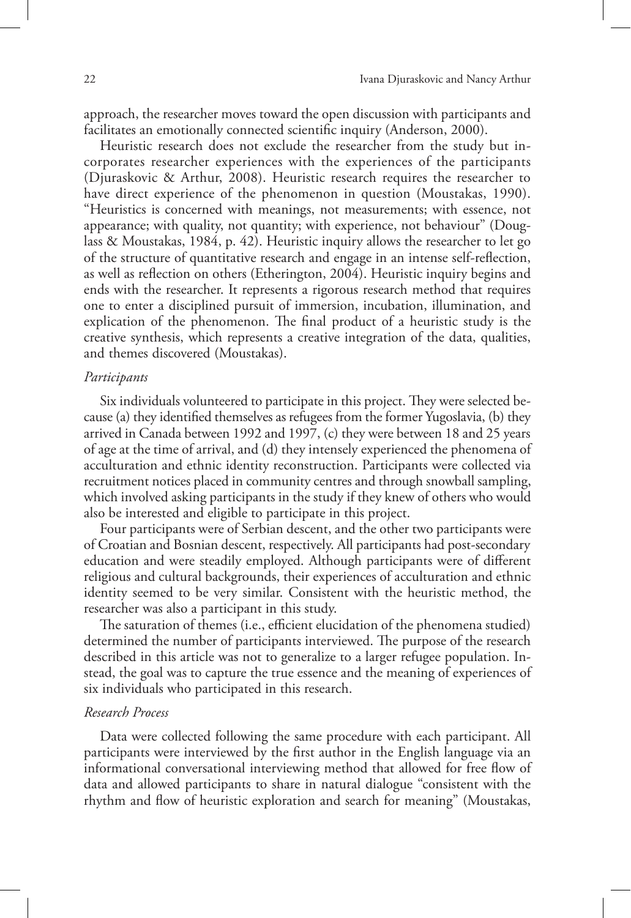approach, the researcher moves toward the open discussion with participants and facilitates an emotionally connected scientific inquiry (Anderson, 2000).

Heuristic research does not exclude the researcher from the study but incorporates researcher experiences with the experiences of the participants (Djuraskovic & Arthur, 2008). Heuristic research requires the researcher to have direct experience of the phenomenon in question (Moustakas, 1990). "Heuristics is concerned with meanings, not measurements; with essence, not appearance; with quality, not quantity; with experience, not behaviour" (Douglass & Moustakas, 1984, p. 42). Heuristic inquiry allows the researcher to let go of the structure of quantitative research and engage in an intense self-reflection, as well as reflection on others (Etherington, 2004). Heuristic inquiry begins and ends with the researcher. It represents a rigorous research method that requires one to enter a disciplined pursuit of immersion, incubation, illumination, and explication of the phenomenon. The final product of a heuristic study is the creative synthesis, which represents a creative integration of the data, qualities, and themes discovered (Moustakas).

### *Participants*

Six individuals volunteered to participate in this project. They were selected because (a) they identified themselves as refugees from the former Yugoslavia, (b) they arrived in Canada between 1992 and 1997, (c) they were between 18 and 25 years of age at the time of arrival, and (d) they intensely experienced the phenomena of acculturation and ethnic identity reconstruction. Participants were collected via recruitment notices placed in community centres and through snowball sampling, which involved asking participants in the study if they knew of others who would also be interested and eligible to participate in this project.

Four participants were of Serbian descent, and the other two participants were of Croatian and Bosnian descent, respectively. All participants had post-secondary education and were steadily employed. Although participants were of different religious and cultural backgrounds, their experiences of acculturation and ethnic identity seemed to be very similar. Consistent with the heuristic method, the researcher was also a participant in this study.

The saturation of themes (i.e., efficient elucidation of the phenomena studied) determined the number of participants interviewed. The purpose of the research described in this article was not to generalize to a larger refugee population. Instead, the goal was to capture the true essence and the meaning of experiences of six individuals who participated in this research.

### *Research Process*

Data were collected following the same procedure with each participant. All participants were interviewed by the first author in the English language via an informational conversational interviewing method that allowed for free flow of data and allowed participants to share in natural dialogue "consistent with the rhythm and flow of heuristic exploration and search for meaning" (Moustakas,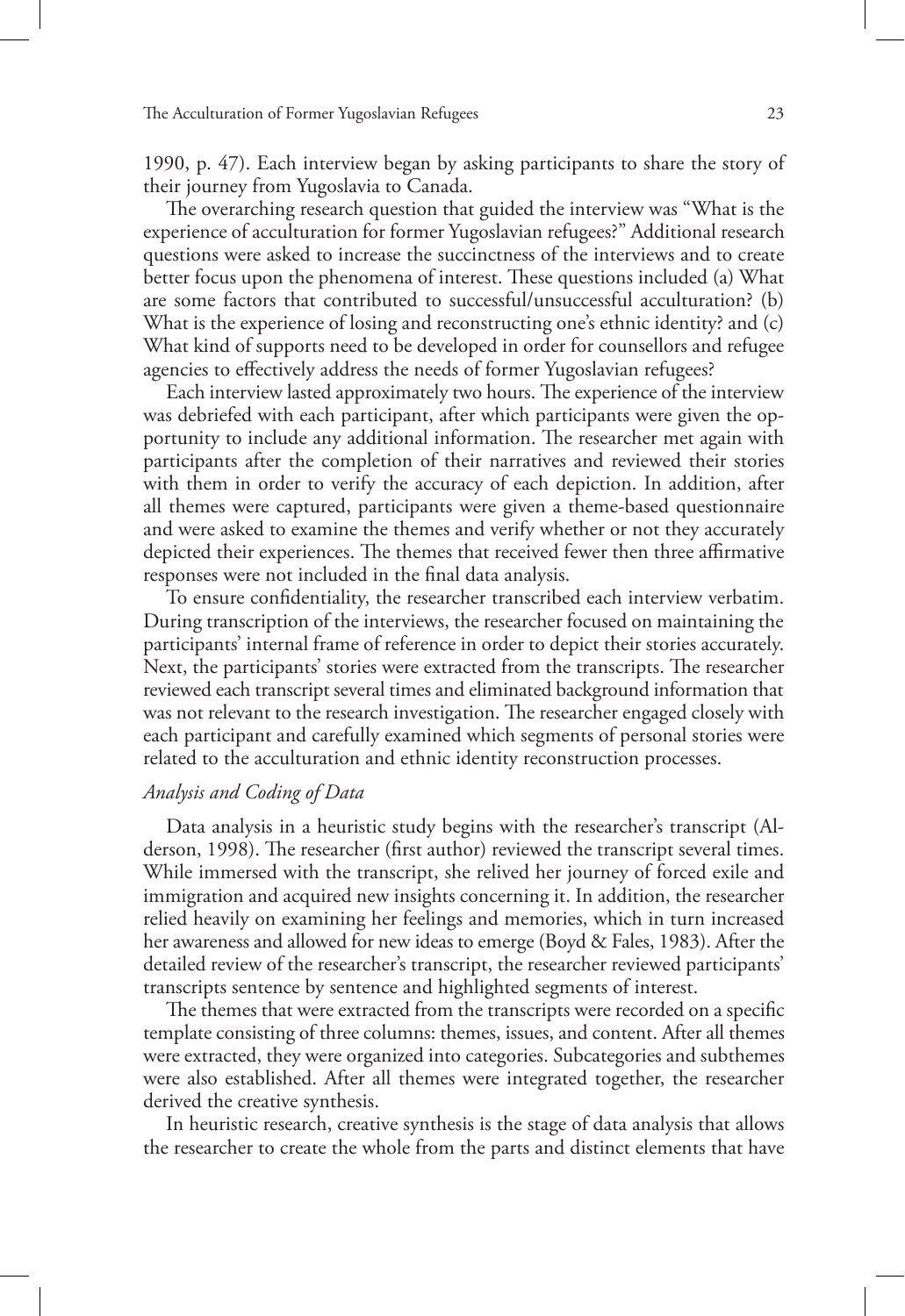1990, p. 47). Each interview began by asking participants to share the story of their journey from Yugoslavia to Canada.

The overarching research question that guided the interview was "What is the experience of acculturation for former Yugoslavian refugees?" Additional research questions were asked to increase the succinctness of the interviews and to create better focus upon the phenomena of interest. These questions included (a) What are some factors that contributed to successful/unsuccessful acculturation? (b) What is the experience of losing and reconstructing one's ethnic identity? and (c) What kind of supports need to be developed in order for counsellors and refugee agencies to effectively address the needs of former Yugoslavian refugees?

Each interview lasted approximately two hours. The experience of the interview was debriefed with each participant, after which participants were given the opportunity to include any additional information. The researcher met again with participants after the completion of their narratives and reviewed their stories with them in order to verify the accuracy of each depiction. In addition, after all themes were captured, participants were given a theme-based questionnaire and were asked to examine the themes and verify whether or not they accurately depicted their experiences. The themes that received fewer then three affirmative responses were not included in the final data analysis.

To ensure confidentiality, the researcher transcribed each interview verbatim. During transcription of the interviews, the researcher focused on maintaining the participants' internal frame of reference in order to depict their stories accurately. Next, the participants' stories were extracted from the transcripts. The researcher reviewed each transcript several times and eliminated background information that was not relevant to the research investigation. The researcher engaged closely with each participant and carefully examined which segments of personal stories were related to the acculturation and ethnic identity reconstruction processes.

### *Analysis and Coding of Data*

Data analysis in a heuristic study begins with the researcher's transcript (Alderson, 1998). The researcher (first author) reviewed the transcript several times. While immersed with the transcript, she relived her journey of forced exile and immigration and acquired new insights concerning it. In addition, the researcher relied heavily on examining her feelings and memories, which in turn increased her awareness and allowed for new ideas to emerge (Boyd & Fales, 1983). After the detailed review of the researcher's transcript, the researcher reviewed participants' transcripts sentence by sentence and highlighted segments of interest.

The themes that were extracted from the transcripts were recorded on a specific template consisting of three columns: themes, issues, and content. After all themes were extracted, they were organized into categories. Subcategories and subthemes were also established. After all themes were integrated together, the researcher derived the creative synthesis.

In heuristic research, creative synthesis is the stage of data analysis that allows the researcher to create the whole from the parts and distinct elements that have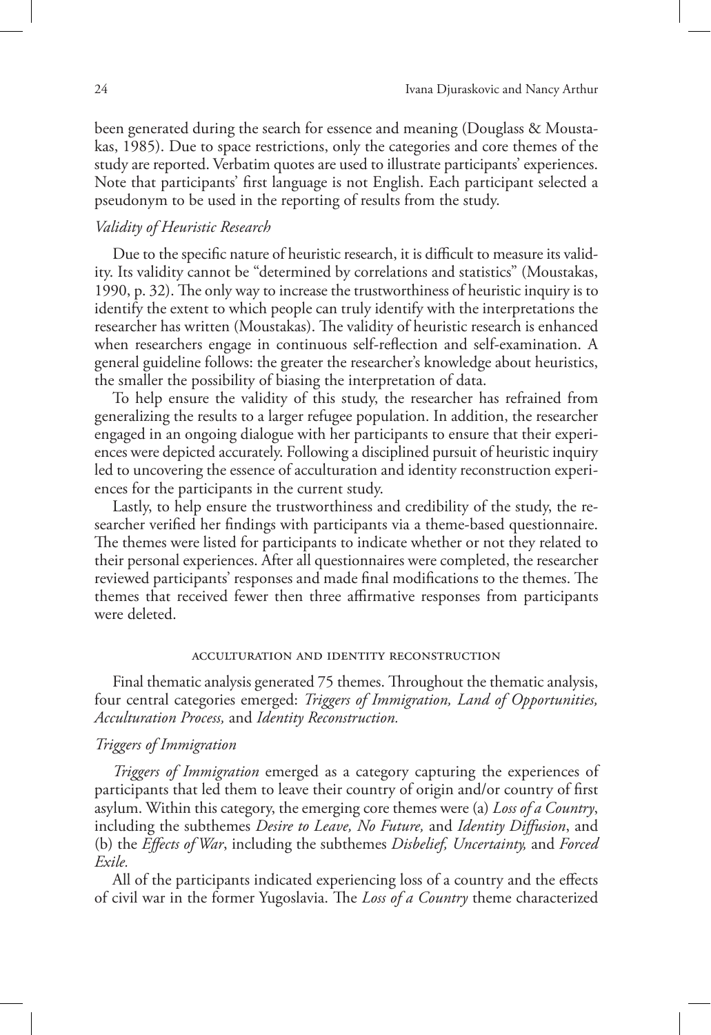been generated during the search for essence and meaning (Douglass & Moustakas, 1985). Due to space restrictions, only the categories and core themes of the study are reported. Verbatim quotes are used to illustrate participants' experiences. Note that participants' first language is not English. Each participant selected a pseudonym to be used in the reporting of results from the study.

### *Validity of Heuristic Research*

Due to the specific nature of heuristic research, it is difficult to measure its validity. Its validity cannot be "determined by correlations and statistics" (Moustakas, 1990, p. 32). The only way to increase the trustworthiness of heuristic inquiry is to identify the extent to which people can truly identify with the interpretations the researcher has written (Moustakas). The validity of heuristic research is enhanced when researchers engage in continuous self-reflection and self-examination. A general guideline follows: the greater the researcher's knowledge about heuristics, the smaller the possibility of biasing the interpretation of data.

To help ensure the validity of this study, the researcher has refrained from generalizing the results to a larger refugee population. In addition, the researcher engaged in an ongoing dialogue with her participants to ensure that their experiences were depicted accurately. Following a disciplined pursuit of heuristic inquiry led to uncovering the essence of acculturation and identity reconstruction experiences for the participants in the current study.

Lastly, to help ensure the trustworthiness and credibility of the study, the researcher verified her findings with participants via a theme-based questionnaire. The themes were listed for participants to indicate whether or not they related to their personal experiences. After all questionnaires were completed, the researcher reviewed participants' responses and made final modifications to the themes. The themes that received fewer then three affirmative responses from participants were deleted.

## ACCULTURATION AND IDENTITY RECONSTRUCTION

Final thematic analysis generated 75 themes. Throughout the thematic analysis, four central categories emerged: *Triggers of Immigration, Land of Opportunities, Acculturation Process,* and *Identity Reconstruction.*

### *Triggers of Immigration*

*Triggers of Immigration* emerged as a category capturing the experiences of participants that led them to leave their country of origin and/or country of first asylum. Within this category, the emerging core themes were (a) *Loss of a Country*, including the subthemes *Desire to Leave, No Future,* and *Identity Diffusion*, and (b) the *Effects of War*, including the subthemes *Disbelief, Uncertainty,* and *Forced Exile.*

All of the participants indicated experiencing loss of a country and the effects of civil war in the former Yugoslavia. The *Loss of a Country* theme characterized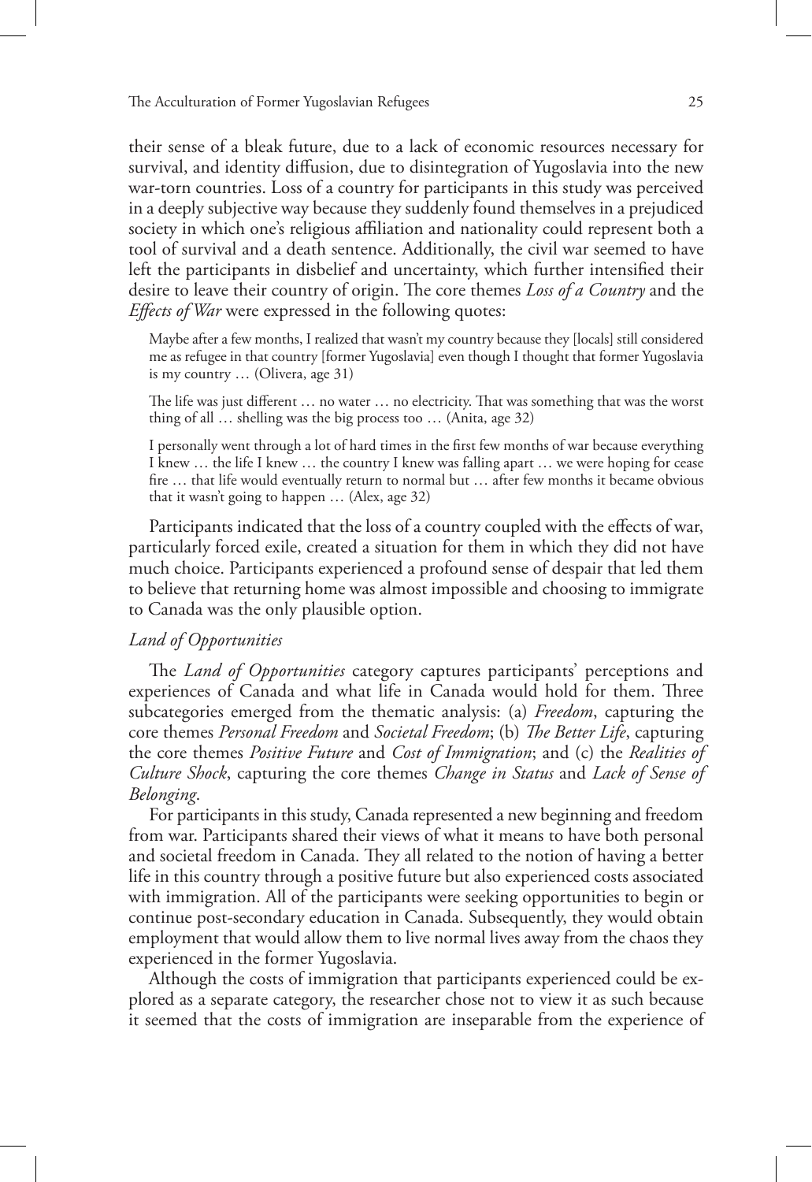their sense of a bleak future, due to a lack of economic resources necessary for survival, and identity diffusion, due to disintegration of Yugoslavia into the new war-torn countries. Loss of a country for participants in this study was perceived in a deeply subjective way because they suddenly found themselves in a prejudiced society in which one's religious affiliation and nationality could represent both a tool of survival and a death sentence. Additionally, the civil war seemed to have left the participants in disbelief and uncertainty, which further intensified their desire to leave their country of origin. The core themes *Loss of a Country* and the *Effects of War* were expressed in the following quotes:

> Maybe after a few months, I realized that wasn't my country because they [locals] still considered me as refugee in that country [former Yugoslavia] even though I thought that former Yugoslavia is my country … (Olivera, age 31)

> The life was just different … no water … no electricity. That was something that was the worst thing of all … shelling was the big process too … (Anita, age 32)

> I personally went through a lot of hard times in the first few months of war because everything I knew … the life I knew … the country I knew was falling apart … we were hoping for cease fire … that life would eventually return to normal but … after few months it became obvious that it wasn't going to happen … (Alex, age 32)

Participants indicated that the loss of a country coupled with the effects of war, particularly forced exile, created a situation for them in which they did not have much choice. Participants experienced a profound sense of despair that led them to believe that returning home was almost impossible and choosing to immigrate to Canada was the only plausible option.

### *Land of Opportunities*

The *Land of Opportunities* category captures participants' perceptions and experiences of Canada and what life in Canada would hold for them. Three subcategories emerged from the thematic analysis: (a) *Freedom*, capturing the core themes *Personal Freedom* and *Societal Freedom*; (b) *The Better Life*, capturing the core themes *Positive Future* and *Cost of Immigration*; and (c) the *Realities of Culture Shock*, capturing the core themes *Change in Status* and *Lack of Sense of Belonging*.

For participants in this study, Canada represented a new beginning and freedom from war. Participants shared their views of what it means to have both personal and societal freedom in Canada. They all related to the notion of having a better life in this country through a positive future but also experienced costs associated with immigration. All of the participants were seeking opportunities to begin or continue post-secondary education in Canada. Subsequently, they would obtain employment that would allow them to live normal lives away from the chaos they experienced in the former Yugoslavia.

Although the costs of immigration that participants experienced could be explored as a separate category, the researcher chose not to view it as such because it seemed that the costs of immigration are inseparable from the experience of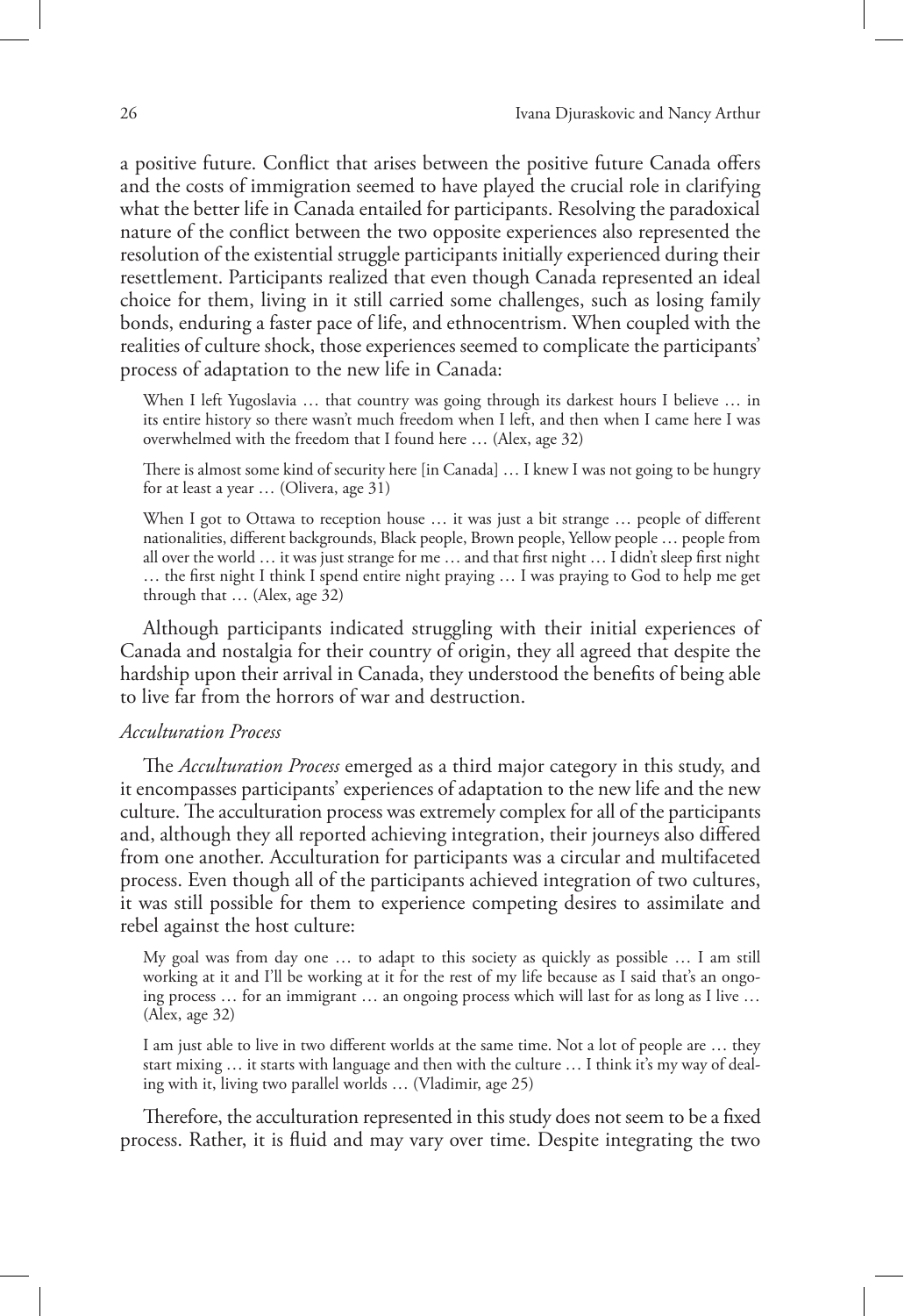a positive future. Conflict that arises between the positive future Canada offers and the costs of immigration seemed to have played the crucial role in clarifying what the better life in Canada entailed for participants. Resolving the paradoxical nature of the conflict between the two opposite experiences also represented the resolution of the existential struggle participants initially experienced during their resettlement. Participants realized that even though Canada represented an ideal choice for them, living in it still carried some challenges, such as losing family bonds, enduring a faster pace of life, and ethnocentrism. When coupled with the realities of culture shock, those experiences seemed to complicate the participants' process of adaptation to the new life in Canada:

> When I left Yugoslavia … that country was going through its darkest hours I believe … in its entire history so there wasn't much freedom when I left, and then when I came here I was overwhelmed with the freedom that I found here … (Alex, age 32)

> There is almost some kind of security here [in Canada] … I knew I was not going to be hungry for at least a year … (Olivera, age 31)

> When I got to Ottawa to reception house … it was just a bit strange … people of different nationalities, different backgrounds, Black people, Brown people, Yellow people … people from all over the world … it was just strange for me … and that first night … I didn't sleep first night … the first night I think I spend entire night praying … I was praying to God to help me get through that … (Alex, age 32)

Although participants indicated struggling with their initial experiences of Canada and nostalgia for their country of origin, they all agreed that despite the hardship upon their arrival in Canada, they understood the benefits of being able to live far from the horrors of war and destruction.

### *Acculturation Process*

The *Acculturation Process* emerged as a third major category in this study, and it encompasses participants' experiences of adaptation to the new life and the new culture. The acculturation process was extremely complex for all of the participants and, although they all reported achieving integration, their journeys also differed from one another. Acculturation for participants was a circular and multifaceted process. Even though all of the participants achieved integration of two cultures, it was still possible for them to experience competing desires to assimilate and rebel against the host culture:

> My goal was from day one … to adapt to this society as quickly as possible … I am still working at it and I'll be working at it for the rest of my life because as I said that's an ongoing process … for an immigrant … an ongoing process which will last for as long as I live … (Alex, age 32)

> I am just able to live in two different worlds at the same time. Not a lot of people are … they start mixing … it starts with language and then with the culture … I think it's my way of dealing with it, living two parallel worlds … (Vladimir, age 25)

Therefore, the acculturation represented in this study does not seem to be a fixed process. Rather, it is fluid and may vary over time. Despite integrating the two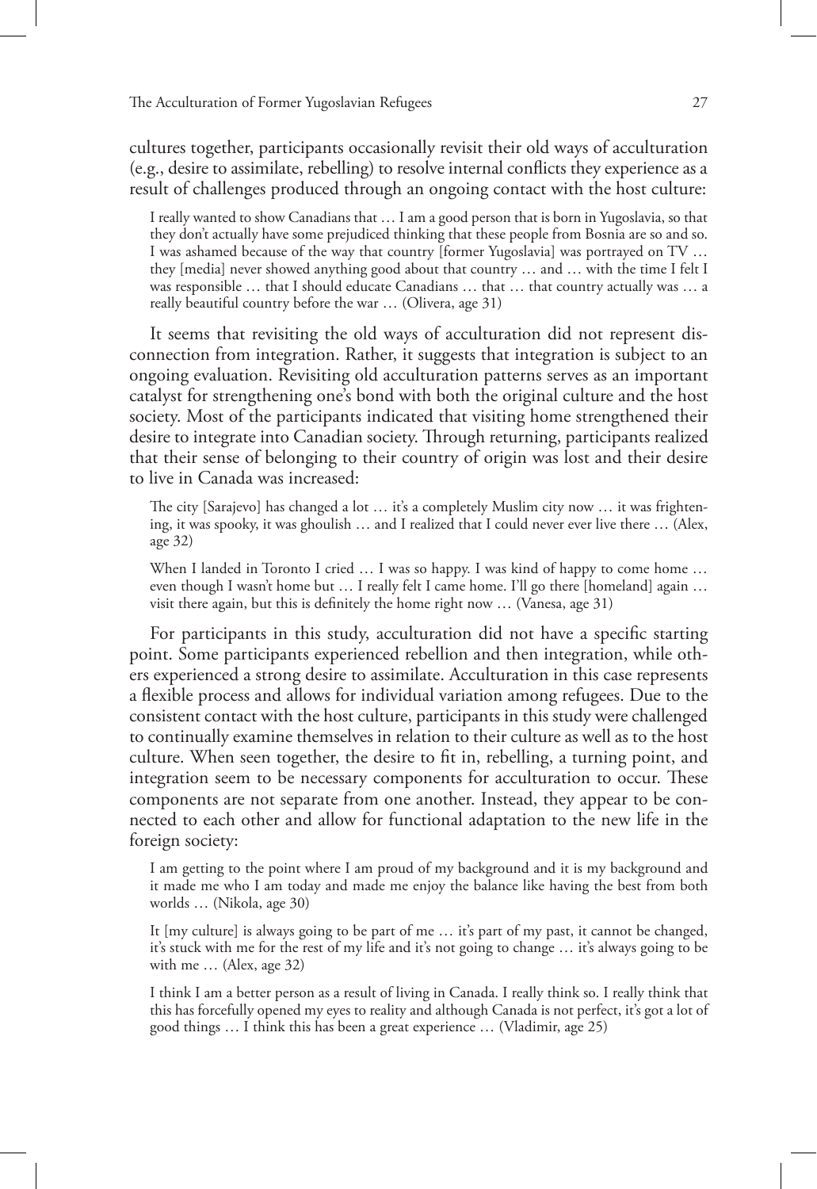cultures together, participants occasionally revisit their old ways of acculturation (e.g., desire to assimilate, rebelling) to resolve internal conflicts they experience as a result of challenges produced through an ongoing contact with the host culture:

> I really wanted to show Canadians that … I am a good person that is born in Yugoslavia, so that they don't actually have some prejudiced thinking that these people from Bosnia are so and so. I was ashamed because of the way that country [former Yugoslavia] was portrayed on TV … they [media] never showed anything good about that country … and … with the time I felt I was responsible … that I should educate Canadians … that … that country actually was … a really beautiful country before the war … (Olivera, age 31)

It seems that revisiting the old ways of acculturation did not represent disconnection from integration. Rather, it suggests that integration is subject to an ongoing evaluation. Revisiting old acculturation patterns serves as an important catalyst for strengthening one's bond with both the original culture and the host society. Most of the participants indicated that visiting home strengthened their desire to integrate into Canadian society. Through returning, participants realized that their sense of belonging to their country of origin was lost and their desire to live in Canada was increased:

> The city [Sarajevo] has changed a lot … it's a completely Muslim city now … it was frightening, it was spooky, it was ghoulish … and I realized that I could never ever live there … (Alex, age 32)

> When I landed in Toronto I cried … I was so happy. I was kind of happy to come home … even though I wasn't home but … I really felt I came home. I'll go there [homeland] again … visit there again, but this is definitely the home right now … (Vanesa, age 31)

For participants in this study, acculturation did not have a specific starting point. Some participants experienced rebellion and then integration, while others experienced a strong desire to assimilate. Acculturation in this case represents a flexible process and allows for individual variation among refugees. Due to the consistent contact with the host culture, participants in this study were challenged to continually examine themselves in relation to their culture as well as to the host culture. When seen together, the desire to fit in, rebelling, a turning point, and integration seem to be necessary components for acculturation to occur. These components are not separate from one another. Instead, they appear to be connected to each other and allow for functional adaptation to the new life in the foreign society:

> I am getting to the point where I am proud of my background and it is my background and it made me who I am today and made me enjoy the balance like having the best from both worlds … (Nikola, age 30)

> It [my culture] is always going to be part of me … it's part of my past, it cannot be changed, it's stuck with me for the rest of my life and it's not going to change … it's always going to be with me … (Alex, age 32)

> I think I am a better person as a result of living in Canada. I really think so. I really think that this has forcefully opened my eyes to reality and although Canada is not perfect, it's got a lot of good things … I think this has been a great experience … (Vladimir, age 25)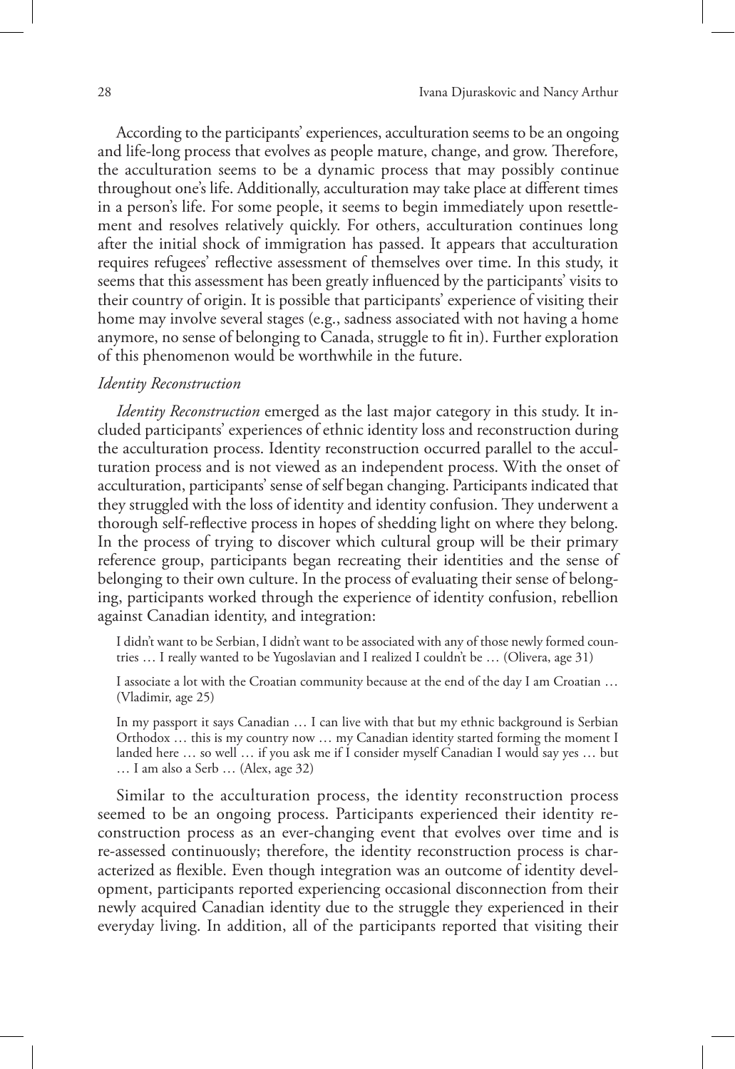According to the participants' experiences, acculturation seems to be an ongoing and life-long process that evolves as people mature, change, and grow. Therefore, the acculturation seems to be a dynamic process that may possibly continue throughout one's life. Additionally, acculturation may take place at different times in a person's life. For some people, it seems to begin immediately upon resettlement and resolves relatively quickly. For others, acculturation continues long after the initial shock of immigration has passed. It appears that acculturation requires refugees' reflective assessment of themselves over time. In this study, it seems that this assessment has been greatly influenced by the participants' visits to their country of origin. It is possible that participants' experience of visiting their home may involve several stages (e.g., sadness associated with not having a home anymore, no sense of belonging to Canada, struggle to fit in). Further exploration of this phenomenon would be worthwhile in the future.

*Identity Reconstruction*

*Identity Reconstruction* emerged as the last major category in this study. It included participants' experiences of ethnic identity loss and reconstruction during the acculturation process. Identity reconstruction occurred parallel to the acculturation process and is not viewed as an independent process. With the onset of acculturation, participants' sense of self began changing. Participants indicated that they struggled with the loss of identity and identity confusion. They underwent a thorough self-reflective process in hopes of shedding light on where they belong. In the process of trying to discover which cultural group will be their primary reference group, participants began recreating their identities and the sense of belonging to their own culture. In the process of evaluating their sense of belonging, participants worked through the experience of identity confusion, rebellion against Canadian identity, and integration:

> I didn't want to be Serbian, I didn't want to be associated with any of those newly formed countries … I really wanted to be Yugoslavian and I realized I couldn't be … (Olivera, age 31)

> I associate a lot with the Croatian community because at the end of the day I am Croatian … (Vladimir, age 25)

> In my passport it says Canadian … I can live with that but my ethnic background is Serbian Orthodox … this is my country now … my Canadian identity started forming the moment I landed here … so well … if you ask me if I consider myself Canadian I would say yes … but … I am also a Serb … (Alex, age 32)

Similar to the acculturation process, the identity reconstruction process seemed to be an ongoing process. Participants experienced their identity reconstruction process as an ever-changing event that evolves over time and is re-assessed continuously; therefore, the identity reconstruction process is characterized as flexible. Even though integration was an outcome of identity development, participants reported experiencing occasional disconnection from their newly acquired Canadian identity due to the struggle they experienced in their everyday living. In addition, all of the participants reported that visiting their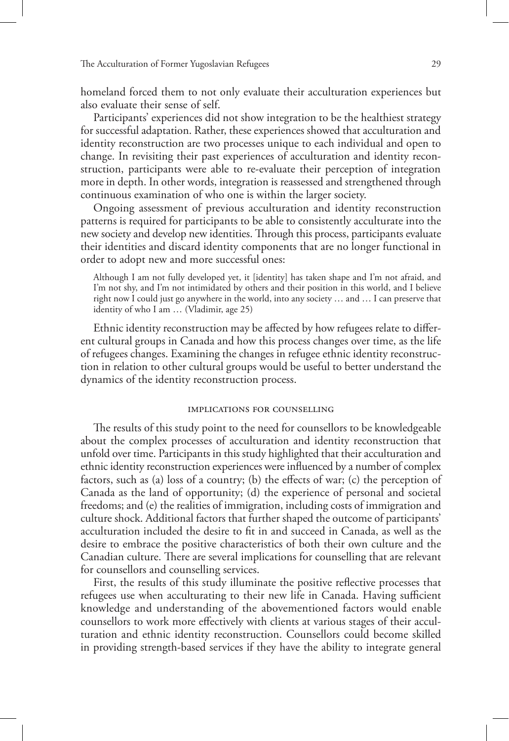homeland forced them to not only evaluate their acculturation experiences but also evaluate their sense of self.

Participants' experiences did not show integration to be the healthiest strategy for successful adaptation. Rather, these experiences showed that acculturation and identity reconstruction are two processes unique to each individual and open to change. In revisiting their past experiences of acculturation and identity reconstruction, participants were able to re-evaluate their perception of integration more in depth. In other words, integration is reassessed and strengthened through continuous examination of who one is within the larger society.

Ongoing assessment of previous acculturation and identity reconstruction patterns is required for participants to be able to consistently acculturate into the new society and develop new identities. Through this process, participants evaluate their identities and discard identity components that are no longer functional in order to adopt new and more successful ones:

> Although I am not fully developed yet, it [identity] has taken shape and I'm not afraid, and I'm not shy, and I'm not intimidated by others and their position in this world, and I believe right now I could just go anywhere in the world, into any society … and … I can preserve that identity of who I am … (Vladimir, age 25)

Ethnic identity reconstruction may be affected by how refugees relate to different cultural groups in Canada and how this process changes over time, as the life of refugees changes. Examining the changes in refugee ethnic identity reconstruction in relation to other cultural groups would be useful to better understand the dynamics of the identity reconstruction process.

## IMPLICATIONS FOR COUNSELLING

The results of this study point to the need for counsellors to be knowledgeable about the complex processes of acculturation and identity reconstruction that unfold over time. Participants in this study highlighted that their acculturation and ethnic identity reconstruction experiences were influenced by a number of complex factors, such as (a) loss of a country; (b) the effects of war; (c) the perception of Canada as the land of opportunity; (d) the experience of personal and societal freedoms; and (e) the realities of immigration, including costs of immigration and culture shock. Additional factors that further shaped the outcome of participants' acculturation included the desire to fit in and succeed in Canada, as well as the desire to embrace the positive characteristics of both their own culture and the Canadian culture. There are several implications for counselling that are relevant for counsellors and counselling services.

First, the results of this study illuminate the positive reflective processes that refugees use when acculturating to their new life in Canada. Having sufficient knowledge and understanding of the abovementioned factors would enable counsellors to work more effectively with clients at various stages of their acculturation and ethnic identity reconstruction. Counsellors could become skilled in providing strength-based services if they have the ability to integrate general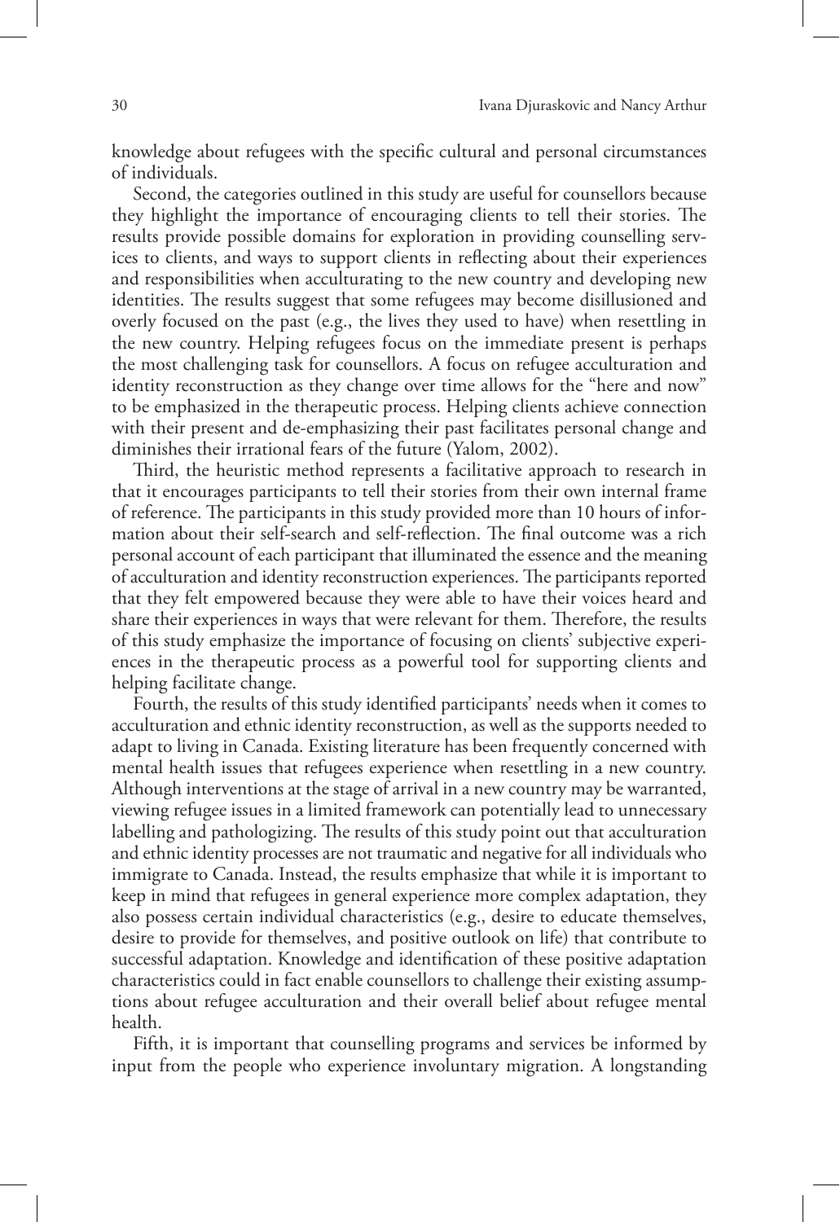knowledge about refugees with the specific cultural and personal circumstances of individuals.

Second, the categories outlined in this study are useful for counsellors because they highlight the importance of encouraging clients to tell their stories. The results provide possible domains for exploration in providing counselling services to clients, and ways to support clients in reflecting about their experiences and responsibilities when acculturating to the new country and developing new identities. The results suggest that some refugees may become disillusioned and overly focused on the past (e.g., the lives they used to have) when resettling in the new country. Helping refugees focus on the immediate present is perhaps the most challenging task for counsellors. A focus on refugee acculturation and identity reconstruction as they change over time allows for the "here and now" to be emphasized in the therapeutic process. Helping clients achieve connection with their present and de-emphasizing their past facilitates personal change and diminishes their irrational fears of the future (Yalom, 2002).

Third, the heuristic method represents a facilitative approach to research in that it encourages participants to tell their stories from their own internal frame of reference. The participants in this study provided more than 10 hours of information about their self-search and self-reflection. The final outcome was a rich personal account of each participant that illuminated the essence and the meaning of acculturation and identity reconstruction experiences. The participants reported that they felt empowered because they were able to have their voices heard and share their experiences in ways that were relevant for them. Therefore, the results of this study emphasize the importance of focusing on clients' subjective experiences in the therapeutic process as a powerful tool for supporting clients and helping facilitate change.

Fourth, the results of this study identified participants' needs when it comes to acculturation and ethnic identity reconstruction, as well as the supports needed to adapt to living in Canada. Existing literature has been frequently concerned with mental health issues that refugees experience when resettling in a new country. Although interventions at the stage of arrival in a new country may be warranted, viewing refugee issues in a limited framework can potentially lead to unnecessary labelling and pathologizing. The results of this study point out that acculturation and ethnic identity processes are not traumatic and negative for all individuals who immigrate to Canada. Instead, the results emphasize that while it is important to keep in mind that refugees in general experience more complex adaptation, they also possess certain individual characteristics (e.g., desire to educate themselves, desire to provide for themselves, and positive outlook on life) that contribute to successful adaptation. Knowledge and identification of these positive adaptation characteristics could in fact enable counsellors to challenge their existing assumptions about refugee acculturation and their overall belief about refugee mental health.

Fifth, it is important that counselling programs and services be informed by input from the people who experience involuntary migration. A longstanding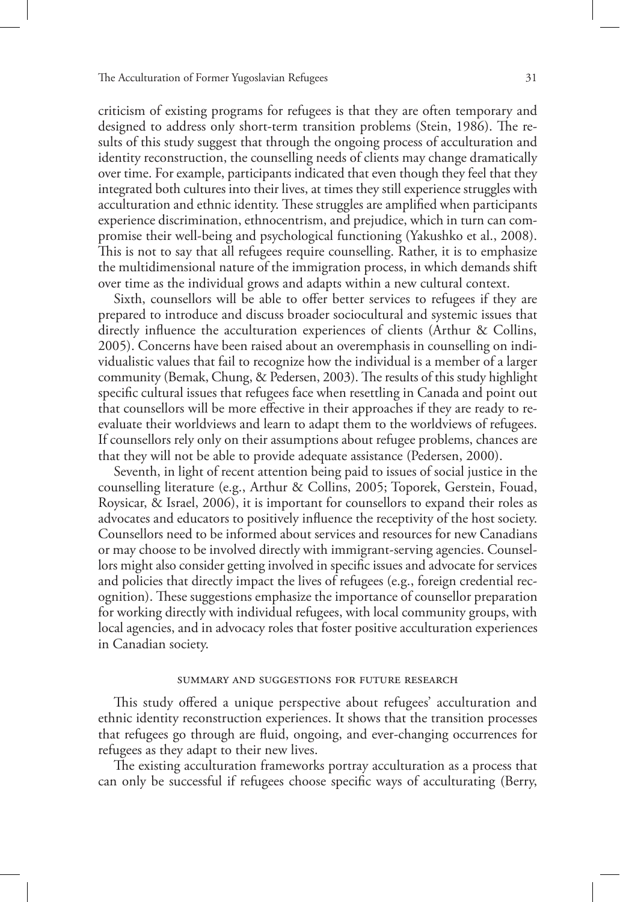criticism of existing programs for refugees is that they are often temporary and designed to address only short-term transition problems (Stein, 1986). The results of this study suggest that through the ongoing process of acculturation and identity reconstruction, the counselling needs of clients may change dramatically over time. For example, participants indicated that even though they feel that they integrated both cultures into their lives, at times they still experience struggles with acculturation and ethnic identity. These struggles are amplified when participants experience discrimination, ethnocentrism, and prejudice, which in turn can compromise their well-being and psychological functioning (Yakushko et al., 2008). This is not to say that all refugees require counselling. Rather, it is to emphasize the multidimensional nature of the immigration process, in which demands shift over time as the individual grows and adapts within a new cultural context.

Sixth, counsellors will be able to offer better services to refugees if they are prepared to introduce and discuss broader sociocultural and systemic issues that directly influence the acculturation experiences of clients (Arthur & Collins, 2005). Concerns have been raised about an overemphasis in counselling on individualistic values that fail to recognize how the individual is a member of a larger community (Bemak, Chung, & Pedersen, 2003). The results of this study highlight specific cultural issues that refugees face when resettling in Canada and point out that counsellors will be more effective in their approaches if they are ready to re-evaluate their worldviews and learn to adapt them to the worldviews of refugees. If counsellors rely only on their assumptions about refugee problems, chances are that they will not be able to provide adequate assistance (Pedersen, 2000).

Seventh, in light of recent attention being paid to issues of social justice in the counselling literature (e.g., Arthur & Collins, 2005; Toporek, Gerstein, Fouad, Roysicar, & Israel, 2006), it is important for counsellors to expand their roles as advocates and educators to positively influence the receptivity of the host society. Counsellors need to be informed about services and resources for new Canadians or may choose to be involved directly with immigrant-serving agencies. Counsellors might also consider getting involved in specific issues and advocate for services and policies that directly impact the lives of refugees (e.g., foreign credential recognition). These suggestions emphasize the importance of counsellor preparation for working directly with individual refugees, with local community groups, with local agencies, and in advocacy roles that foster positive acculturation experiences in Canadian society.

## Summary and Suggestions for Future Research

This study offered a unique perspective about refugees' acculturation and ethnic identity reconstruction experiences. It shows that the transition processes that refugees go through are fluid, ongoing, and ever-changing occurrences for refugees as they adapt to their new lives.

The existing acculturation frameworks portray acculturation as a process that can only be successful if refugees choose specific ways of acculturating (Berry,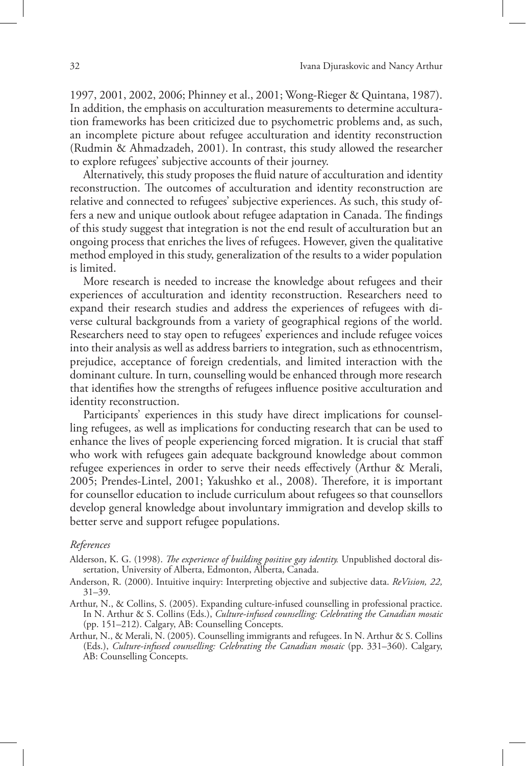1997, 2001, 2002, 2006; Phinney et al., 2001; Wong-Rieger & Quintana, 1987). In addition, the emphasis on acculturation measurements to determine acculturation frameworks has been criticized due to psychometric problems and, as such, an incomplete picture about refugee acculturation and identity reconstruction (Rudmin & Ahmadzadeh, 2001). In contrast, this study allowed the researcher to explore refugees' subjective accounts of their journey.

Alternatively, this study proposes the fluid nature of acculturation and identity reconstruction. The outcomes of acculturation and identity reconstruction are relative and connected to refugees' subjective experiences. As such, this study offers a new and unique outlook about refugee adaptation in Canada. The findings of this study suggest that integration is not the end result of acculturation but an ongoing process that enriches the lives of refugees. However, given the qualitative method employed in this study, generalization of the results to a wider population is limited.

More research is needed to increase the knowledge about refugees and their experiences of acculturation and identity reconstruction. Researchers need to expand their research studies and address the experiences of refugees with diverse cultural backgrounds from a variety of geographical regions of the world. Researchers need to stay open to refugees' experiences and include refugee voices into their analysis as well as address barriers to integration, such as ethnocentrism, prejudice, acceptance of foreign credentials, and limited interaction with the dominant culture. In turn, counselling would be enhanced through more research that identifies how the strengths of refugees influence positive acculturation and identity reconstruction.

Participants' experiences in this study have direct implications for counselling refugees, as well as implications for conducting research that can be used to enhance the lives of people experiencing forced migration. It is crucial that staff who work with refugees gain adequate background knowledge about common refugee experiences in order to serve their needs effectively (Arthur & Merali, 2005; Prendes-Lintel, 2001; Yakushko et al., 2008). Therefore, it is important for counsellor education to include curriculum about refugees so that counsellors develop general knowledge about involuntary immigration and develop skills to better serve and support refugee populations.

*References*

Alderson, K. G. (1998). *The experience of building positive gay identity.* Unpublished doctoral dissertation, University of Alberta, Edmonton, Alberta, Canada.

Anderson, R. (2000). Intuitive inquiry: Interpreting objective and subjective data. *ReVision, 22,* 31–39.

Arthur, N., & Collins, S. (2005). Expanding culture-infused counselling in professional practice. In N. Arthur & S. Collins (Eds.), *Culture-infused counselling: Celebrating the Canadian mosaic* (pp. 151–212). Calgary, AB: Counselling Concepts.

Arthur, N., & Merali, N. (2005). Counselling immigrants and refugees. In N. Arthur & S. Collins (Eds.), *Culture-infused counselling: Celebrating the Canadian mosaic* (pp. 331–360). Calgary, AB: Counselling Concepts.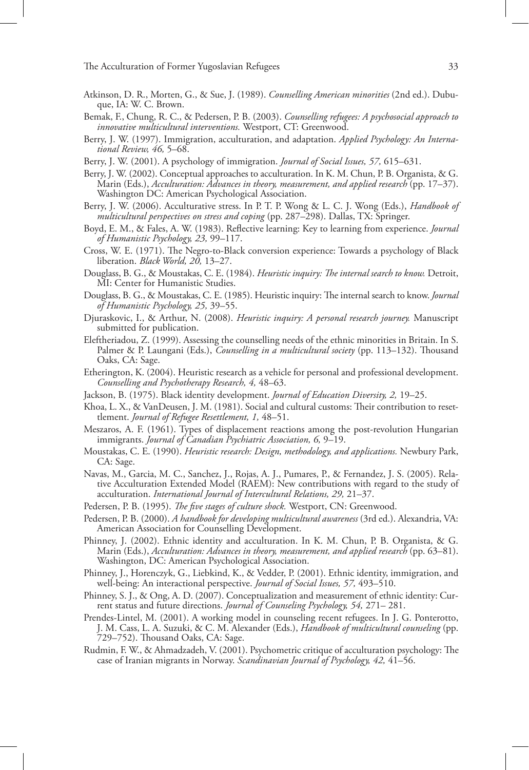Atkinson, D. R., Morten, G., & Sue, J. (1989). *Counselling American minorities* (2nd ed.). Dubuque, IA: W. C. Brown.

Bemak, F., Chung, R. C., & Pedersen, P. B. (2003). *Counselling refugees: A psychosocial approach to innovative multicultural interventions.* Westport, CT: Greenwood.

Berry, J. W. (1997). Immigration, acculturation, and adaptation. *Applied Psychology: An International Review, 46,* 5–68.

Berry, J. W. (2001). A psychology of immigration. *Journal of Social Issues, 57,* 615–631.

Berry, J. W. (2002). Conceptual approaches to acculturation. In K. M. Chun, P. B. Organista, & G. Marin (Eds.), *Acculturation: Advances in theory, measurement, and applied research* (pp. 17–37). Washington DC: American Psychological Association.

Berry, J. W. (2006). Acculturative stress. In P. T. P. Wong & L. C. J. Wong (Eds.), *Handbook of multicultural perspectives on stress and coping* (pp. 287–298). Dallas, TX: Springer.

Boyd, E. M., & Fales, A. W. (1983). Reflective learning: Key to learning from experience. *Journal of Humanistic Psychology, 23,* 99–117.

Cross, W. E. (1971). The Negro-to-Black conversion experience: Towards a psychology of Black liberation. *Black World, 20,* 13–27.

Douglass, B. G., & Moustakas, C. E. (1984). *Heuristic inquiry: The internal search to know.* Detroit, MI: Center for Humanistic Studies.

Douglass, B. G., & Moustakas, C. E. (1985). Heuristic inquiry: The internal search to know. *Journal of Humanistic Psychology, 25,* 39–55.

Djuraskovic, I., & Arthur, N. (2008). *Heuristic inquiry: A personal research journey.* Manuscript submitted for publication.

Eleftheriadou, Z. (1999). Assessing the counselling needs of the ethnic minorities in Britain. In S. Palmer & P. Laungani (Eds.), *Counselling in a multicultural society* (pp. 113–132). Thousand Oaks, CA: Sage.

Etherington, K. (2004). Heuristic research as a vehicle for personal and professional development. *Counselling and Psychotherapy Research, 4,* 48–63.

Jackson, B. (1975). Black identity development. *Journal of Education Diversity, 2,* 19–25.

Khoa, L. X., & VanDeusen, J. M. (1981). Social and cultural customs: Their contribution to resettlement. *Journal of Refugee Resettlement, 1,* 48–51.

Meszaros, A. F. (1961). Types of displacement reactions among the post-revolution Hungarian immigrants. *Journal of Canadian Psychiatric Association, 6,* 9–19.

Moustakas, C. E. (1990). *Heuristic research: Design, methodology, and applications.* Newbury Park, CA: Sage.

Navas, M., Garcia, M. C., Sanchez, J., Rojas, A. J., Pumares, P., & Fernandez, J. S. (2005). Relative Acculturation Extended Model (RAEM): New contributions with regard to the study of acculturation. *International Journal of Intercultural Relations, 29,* 21–37.

Pedersen, P. B. (1995). *The five stages of culture shock.* Westport, CN: Greenwood.

Pedersen, P. B. (2000). *A handbook for developing multicultural awareness* (3rd ed.). Alexandria, VA: American Association for Counselling Development.

Phinney, J. (2002). Ethnic identity and acculturation. In K. M. Chun, P. B. Organista, & G. Marin (Eds.), *Acculturation: Advances in theory, measurement, and applied research* (pp. 63–81). Washington, DC: American Psychological Association.

Phinney, J., Horenczyk, G., Liebkind, K., & Vedder, P. (2001). Ethnic identity, immigration, and well-being: An interactional perspective. *Journal of Social Issues, 57,* 493–510.

Phinney, S. J., & Ong, A. D. (2007). Conceptualization and measurement of ethnic identity: Current status and future directions. *Journal of Counseling Psychology, 54,* 271– 281.

Prendes-Lintel, M. (2001). A working model in counseling recent refugees. In J. G. Ponterotto, J. M. Cass, L. A. Suzuki, & C. M. Alexander (Eds.), *Handbook of multicultural counseling* (pp. 729–752). Thousand Oaks, CA: Sage.

Rudmin, F. W., & Ahmadzadeh, V. (2001). Psychometric critique of acculturation psychology: The case of Iranian migrants in Norway. *Scandinavian Journal of Psychology, 42,* 41–56.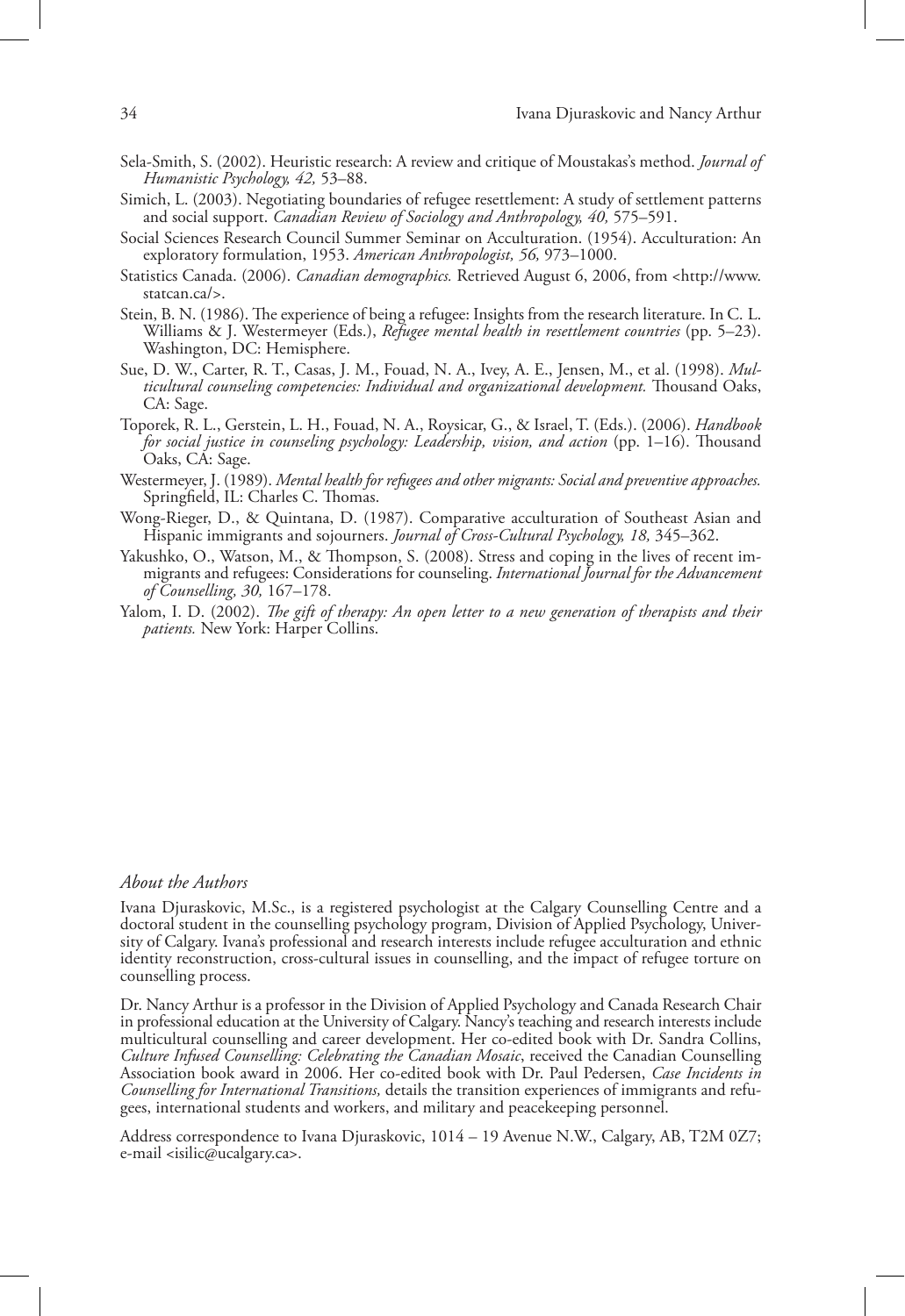Sela-Smith, S. (2002). Heuristic research: A review and critique of Moustakas's method. *Journal of Humanistic Psychology, 42,* 53–88.

Simich, L. (2003). Negotiating boundaries of refugee resettlement: A study of settlement patterns and social support. *Canadian Review of Sociology and Anthropology, 40,* 575–591.

Social Sciences Research Council Summer Seminar on Acculturation. (1954). Acculturation: An exploratory formulation, 1953. *American Anthropologist, 56,* 973–1000.

Statistics Canada. (2006). *Canadian demographics.* Retrieved August 6, 2006, from <http://www.statcan.ca/>.

Stein, B. N. (1986). The experience of being a refugee: Insights from the research literature. In C. L. Williams & J. Westermeyer (Eds.), *Refugee mental health in resettlement countries* (pp. 5–23). Washington, DC: Hemisphere.

Sue, D. W., Carter, R. T., Casas, J. M., Fouad, N. A., Ivey, A. E., Jensen, M., et al. (1998). *Multicultural counseling competencies: Individual and organizational development.* Thousand Oaks, CA: Sage.

Toporek, R. L., Gerstein, L. H., Fouad, N. A., Roysicar, G., & Israel, T. (Eds.). (2006). *Handbook for social justice in counseling psychology: Leadership, vision, and action* (pp. 1–16). Thousand Oaks, CA: Sage.

Westermeyer, J. (1989). *Mental health for refugees and other migrants: Social and preventive approaches.* Springfield, IL: Charles C. Thomas.

Wong-Rieger, D., & Quintana, D. (1987). Comparative acculturation of Southeast Asian and Hispanic immigrants and sojourners. *Journal of Cross-Cultural Psychology, 18,* 345–362.

Yakushko, O., Watson, M., & Thompson, S. (2008). Stress and coping in the lives of recent immigrants and refugees: Considerations for counseling. *International Journal for the Advancement of Counselling, 30,* 167–178.

Yalom, I. D. (2002). *The gift of therapy: An open letter to a new generation of therapists and their patients.* New York: Harper Collins.

### *About the Authors*

Ivana Djuraskovic, M.Sc., is a registered psychologist at the Calgary Counselling Centre and a doctoral student in the counselling psychology program, Division of Applied Psychology, University of Calgary. Ivana's professional and research interests include refugee acculturation and ethnic identity reconstruction, cross-cultural issues in counselling, and the impact of refugee torture on counselling process.

Dr. Nancy Arthur is a professor in the Division of Applied Psychology and Canada Research Chair in professional education at the University of Calgary. Nancy's teaching and research interests include multicultural counselling and career development. Her co-edited book with Dr. Sandra Collins, *Culture Infused Counselling: Celebrating the Canadian Mosaic*, received the Canadian Counselling Association book award in 2006. Her co-edited book with Dr. Paul Pedersen, *Case Incidents in Counselling for International Transitions,* details the transition experiences of immigrants and refugees, international students and workers, and military and peacekeeping personnel.

Address correspondence to Ivana Djuraskovic, 1014 – 19 Avenue N.W., Calgary, AB, T2M 0Z7; e-mail <isilic@ucalgary.ca>.